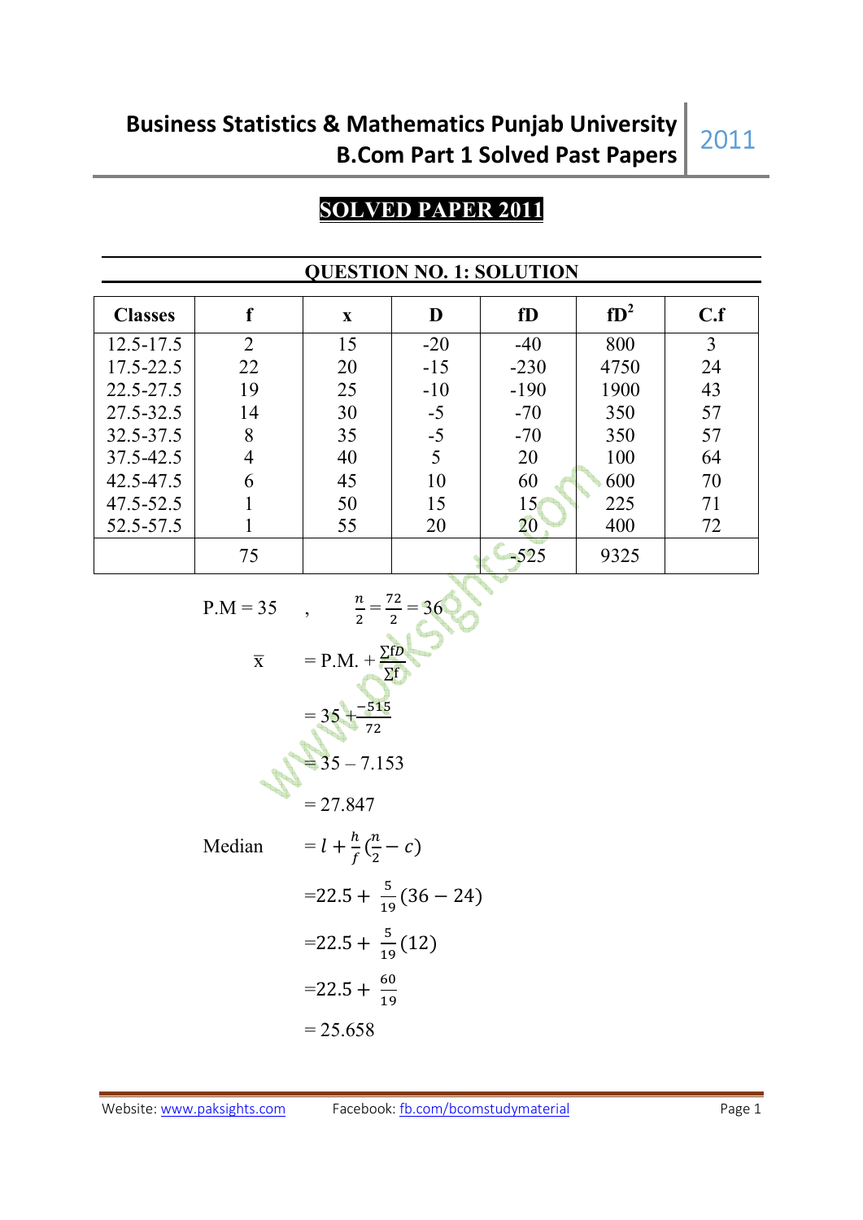# SOLVED PAPER 2011

## QUESTION NO. 1: SOLUTION

| Classes | f | x | D | fD | $fD^2$ | C.f |
|---|---|---|---|---|---|---|
| 12.5-17.5 | 2 | 15 | -20 | -40 | 800 | 3 |
| 17.5-22.5 | 22 | 20 | -15 | -230 | 4750 | 24 |
| 22.5-27.5 | 19 | 25 | -10 | -190 | 1900 | 43 |
| 27.5-32.5 | 14 | 30 | -5 | -70 | 350 | 57 |
| 32.5-37.5 | 8 | 35 | -5 | -70 | 350 | 57 |
| 37.5-42.5 | 4 | 40 | 5 | 20 | 100 | 64 |
| 42.5-47.5 | 6 | 45 | 10 | 60 | 600 | 70 |
| 47.5-52.5 | 1 | 50 | 15 | 15 | 225 | 71 |
| 52.5-57.5 | 1 | 55 | 20 | 20 | 400 | 72 |
| | 75 | | | -525 | 9325 | |

P.M = 35 , $\frac{n}{2} = \frac{72}{2} = 36$

$$\bar{x} = \text{P.M.} + \frac{\Sigma fD}{\Sigma f}$$

$$= 35 + \frac{-515}{72}$$

$$= 35 - 7.153$$

$$= 27.847$$

Median $= l + \frac{h}{f}\left(\frac{n}{2} - c\right)$

$$= 22.5 + \frac{5}{19}(36 - 24)$$

$$= 22.5 + \frac{5}{19}(12)$$

$$= 22.5 + \frac{60}{19}$$

$$= 25.658$$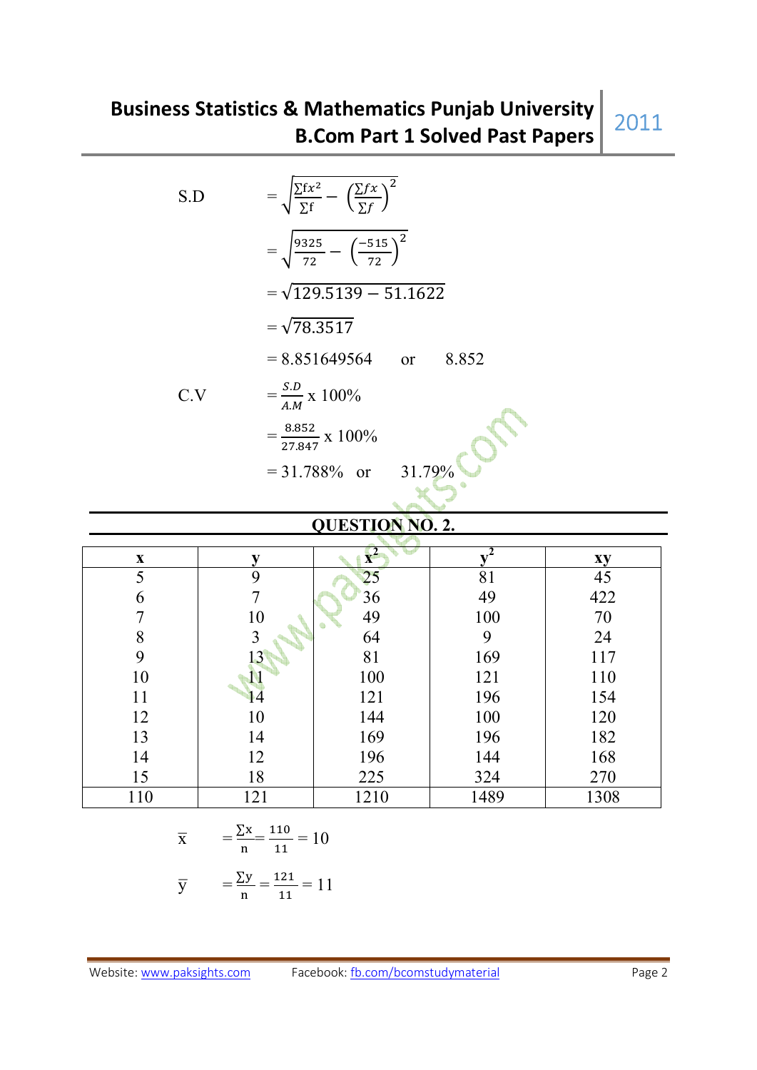$$\text{S.D} = \sqrt{\frac{\sum fx^2}{\sum f} - \left(\frac{\sum fx}{\sum f}\right)^2}$$

$$= \sqrt{\frac{9325}{72} - \left(\frac{-515}{72}\right)^2}$$

$$= \sqrt{129.5139 - 51.1622}$$

$$= \sqrt{78.3517}$$

$$= 8.851649564 \quad \text{or} \quad 8.852$$

$$\text{C.V} = \frac{S.D}{A.M} \text{ x } 100\%$$

$$= \frac{8.852}{27.847} \text{ x } 100\%$$

$$= 31.788\% \quad \text{or} \quad 31.79\%$$

## QUESTION NO. 2.

| x | y | $x^2$ | $y^2$ | xy |
|---|---|---|---|---|
| 5 | 9 | 25 | 81 | 45 |
| 6 | 7 | 36 | 49 | 422 |
| 7 | 10 | 49 | 100 | 70 |
| 8 | 3 | 64 | 9 | 24 |
| 9 | 13 | 81 | 169 | 117 |
| 10 | 11 | 100 | 121 | 110 |
| 11 | 14 | 121 | 196 | 154 |
| 12 | 10 | 144 | 100 | 120 |
| 13 | 14 | 169 | 196 | 182 |
| 14 | 12 | 196 | 144 | 168 |
| 15 | 18 | 225 | 324 | 270 |
| 110 | 121 | 1210 | 1489 | 1308 |

$$\bar{x} = \frac{\sum x}{n} = \frac{110}{11} = 10$$

$$\bar{y} = \frac{\sum y}{n} = \frac{121}{11} = 11$$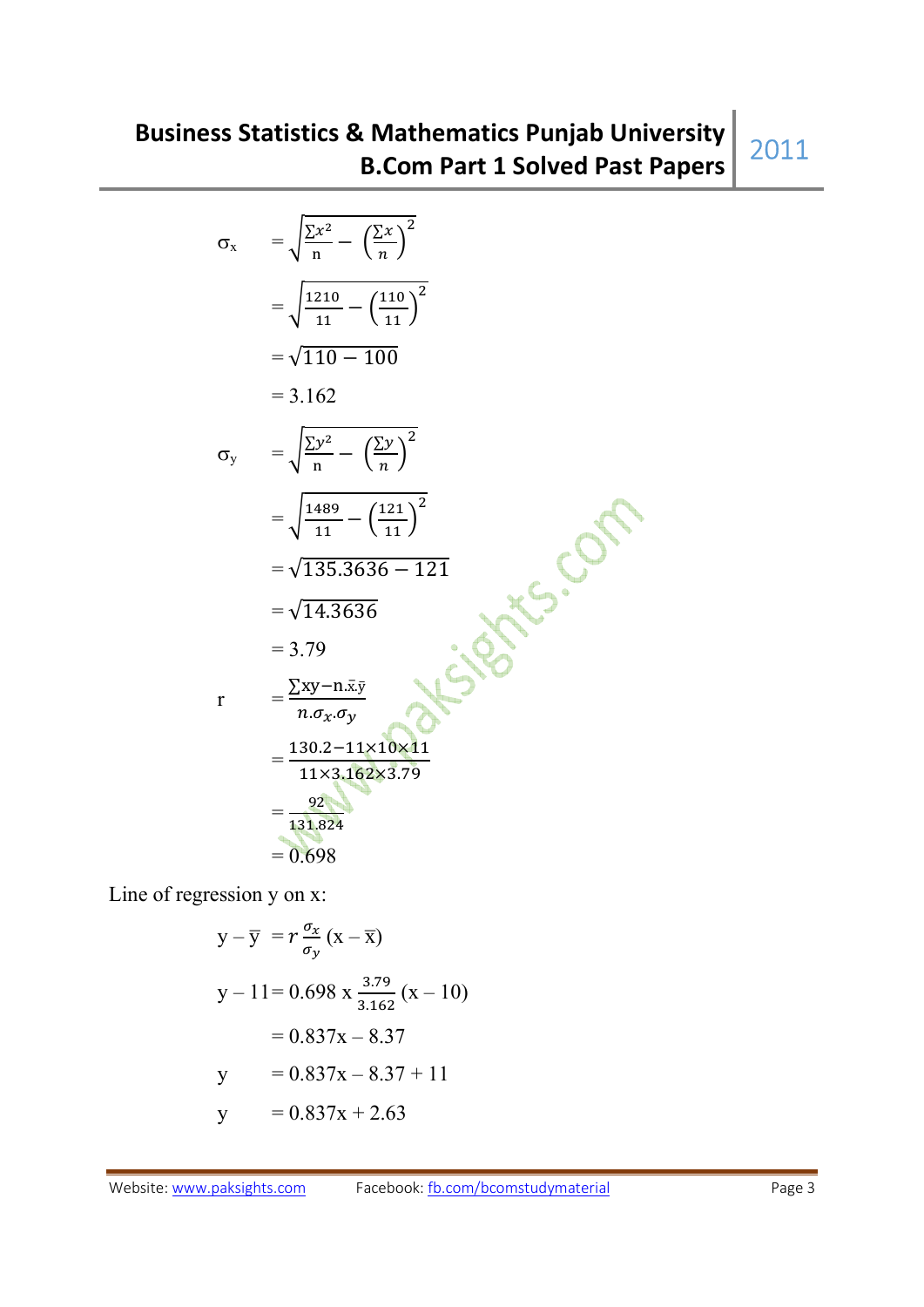$$\sigma_x = \sqrt{\frac{\sum x^2}{n} - \left(\frac{\sum x}{n}\right)^2}$$

$$= \sqrt{\frac{1210}{11} - \left(\frac{110}{11}\right)^2}$$

$$= \sqrt{110 - 100}$$

$$= 3.162$$

$$\sigma_y = \sqrt{\frac{\sum y^2}{n} - \left(\frac{\sum y}{n}\right)^2}$$

$$= \sqrt{\frac{1489}{11} - \left(\frac{121}{11}\right)^2}$$

$$= \sqrt{135.3636 - 121}$$

$$= \sqrt{14.3636}$$

$$= 3.79$$

$$r = \frac{\sum xy - n.\bar{x}.\bar{y}}{n.\sigma_x.\sigma_y}$$

$$= \frac{130.2 - 11 \times 10 \times 11}{11 \times 3.162 \times 3.79}$$

$$= \frac{92}{131.824}$$

$$= 0.698$$

Line of regression y on x:

$$y - \bar{y} = r\frac{\sigma_x}{\sigma_y}(x - \bar{x})$$

$$y - 11 = 0.698 \text{ x } \frac{3.79}{3.162}(x - 10)$$

$$= 0.837x - 8.37$$

$$y = 0.837x - 8.37 + 11$$

$$y = 0.837x + 2.63$$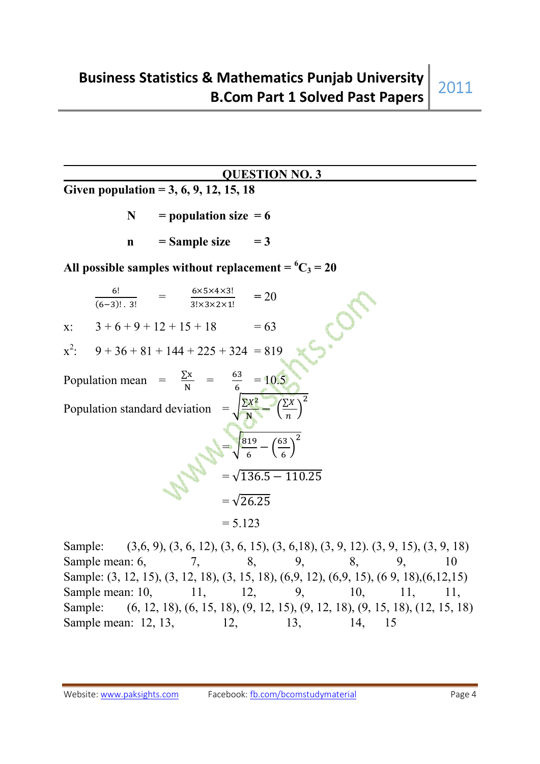## QUESTION NO. 3

**Given population = 3, 6, 9, 12, 15, 18**

**N = population size = 6**

**n = Sample size = 3**

**All possible samples without replacement = $^6C_3 = 20$**

$$\frac{6!}{(6-3)!\,.\,3!} = \frac{6\times5\times4\times3!}{3!\times3\times2\times1!} = 20$$

x: $3 + 6 + 9 + 12 + 15 + 18 = 63$

$x^2$: $9 + 36 + 81 + 144 + 225 + 324 = 819$

Population mean $= \frac{\sum x}{N} = \frac{63}{6} = 10.5$

Population standard deviation $= \sqrt{\frac{\sum X^2}{N} - \left(\frac{\sum X}{n}\right)^2}$

$$= \sqrt{\frac{819}{6} - \left(\frac{63}{6}\right)^2}$$

$$= \sqrt{136.5 - 110.25}$$

$$= \sqrt{26.25}$$

$$= 5.123$$

Sample: (3,6, 9), (3, 6, 12), (3, 6, 15), (3, 6,18), (3, 9, 12). (3, 9, 15), (3, 9, 18)
Sample mean: 6, 7, 8, 9, 8, 9, 10
Sample: (3, 12, 15), (3, 12, 18), (3, 15, 18), (6,9, 12), (6,9, 15), (6 9, 18),(6,12,15)
Sample mean: 10, 11, 12, 9, 10, 11, 11,
Sample: (6, 12, 18), (6, 15, 18), (9, 12, 15), (9, 12, 18), (9, 15, 18), (12, 15, 18)
Sample mean: 12, 13, 12, 13, 14, 15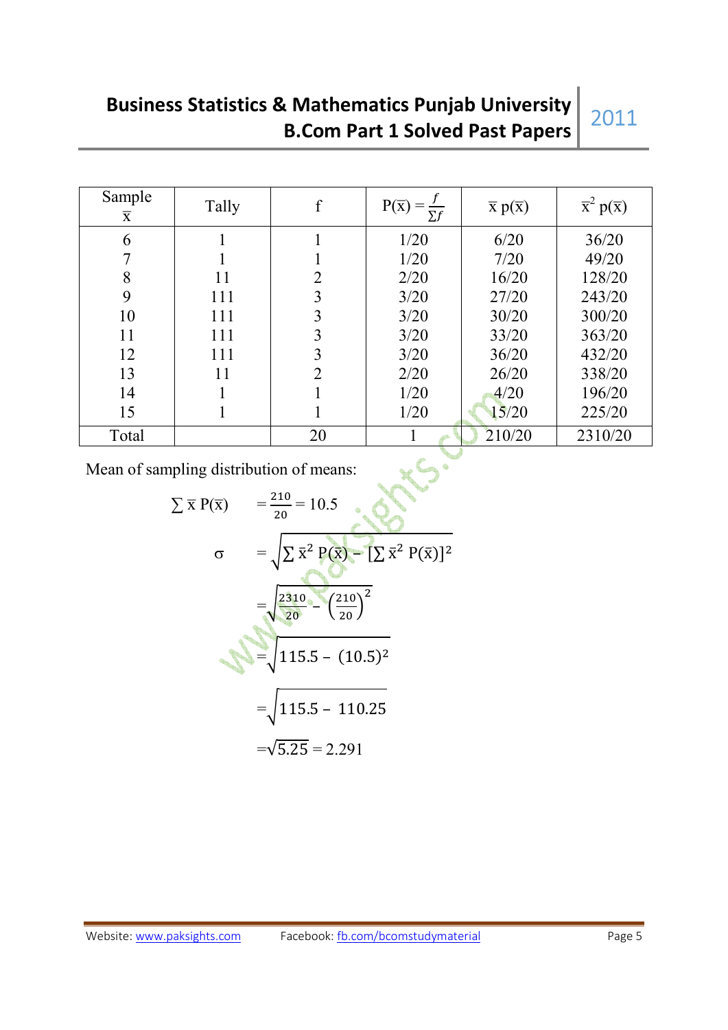| Sample $\bar{x}$ | Tally | f | $P(\bar{x}) = \frac{f}{\sum f}$ | $\bar{x}\, p(\bar{x})$ | $\bar{x}^2\, p(\bar{x})$ |
|---|---|---|---|---|---|
| 6 | 1 | 1 | 1/20 | 6/20 | 36/20 |
| 7 | 1 | 1 | 1/20 | 7/20 | 49/20 |
| 8 | 11 | 2 | 2/20 | 16/20 | 128/20 |
| 9 | 111 | 3 | 3/20 | 27/20 | 243/20 |
| 10 | 111 | 3 | 3/20 | 30/20 | 300/20 |
| 11 | 111 | 3 | 3/20 | 33/20 | 363/20 |
| 12 | 111 | 3 | 3/20 | 36/20 | 432/20 |
| 13 | 11 | 2 | 2/20 | 26/20 | 338/20 |
| 14 | 1 | 1 | 1/20 | 4/20 | 196/20 |
| 15 | 1 | 1 | 1/20 | 15/20 | 225/20 |
| Total | | 20 | 1 | 210/20 | 2310/20 |

Mean of sampling distribution of means:

$$\sum \bar{x}\, P(\bar{x}) = \frac{210}{20} = 10.5$$

$$\sigma = \sqrt{\sum \bar{x}^2\, P(\bar{x}) - [\sum \bar{x}^2\, P(\bar{x})]^2}$$

$$= \sqrt{\frac{2310}{20} - \left(\frac{210}{20}\right)^2}$$

$$= \sqrt{115.5 - (10.5)^2}$$

$$= \sqrt{115.5 - 110.25}$$

$$= \sqrt{5.25} = 2.291$$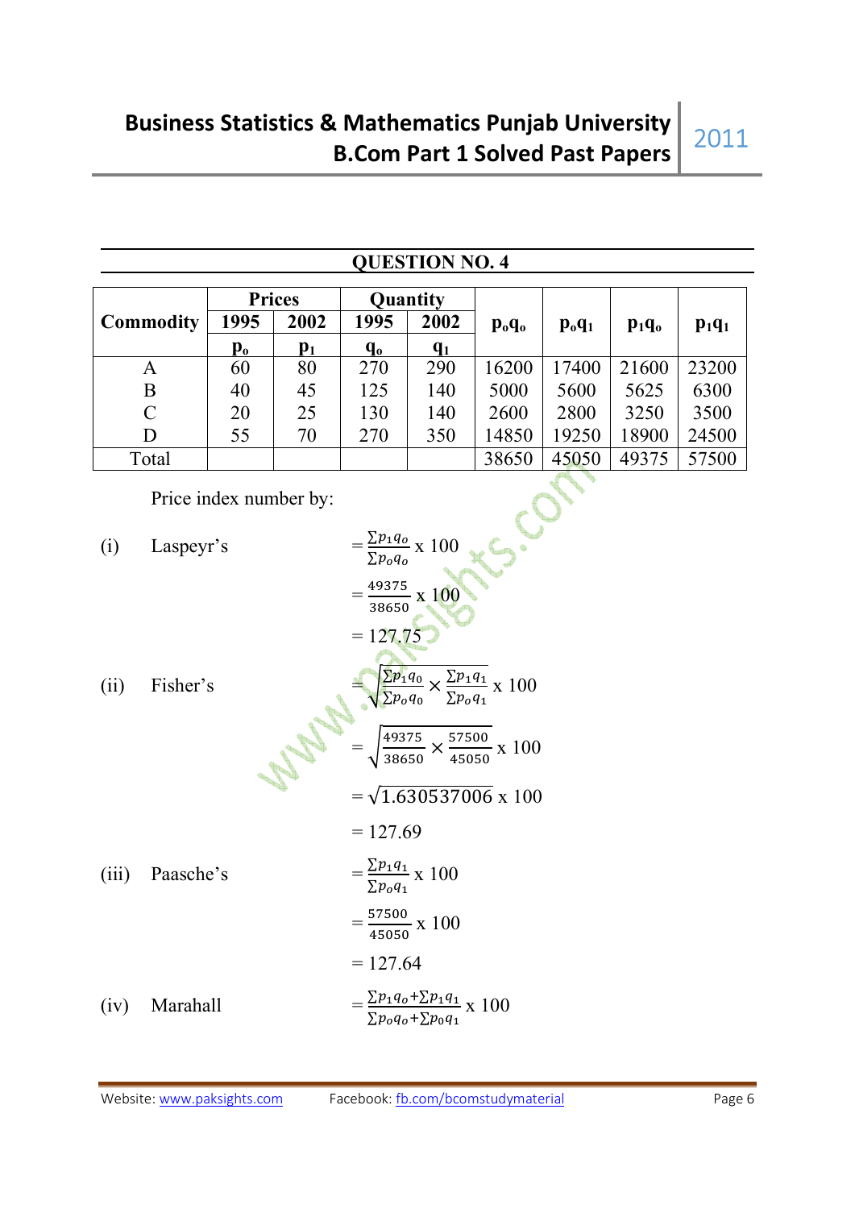## QUESTION NO. 4

| Commodity | Prices | | Quantity | | $p_oq_o$ | $p_oq_1$ | $p_1q_o$ | $p_1q_1$ |
|---|---|---|---|---|---|---|---|---|
| | 1995 | 2002 | 1995 | 2002 | | | | |
| | $p_o$ | $p_1$ | $q_o$ | $q_1$ | | | | |
| A | 60 | 80 | 270 | 290 | 16200 | 17400 | 21600 | 23200 |
| B | 40 | 45 | 125 | 140 | 5000 | 5600 | 5625 | 6300 |
| C | 20 | 25 | 130 | 140 | 2600 | 2800 | 3250 | 3500 |
| D | 55 | 70 | 270 | 350 | 14850 | 19250 | 18900 | 24500 |
| Total | | | | | 38650 | 45050 | 49375 | 57500 |

Price index number by:

(i) Laspeyr's

$$= \frac{\sum p_1 q_o}{\sum p_o q_o} \text{ x } 100$$

$$= \frac{49375}{38650} \text{ x } 100$$

$$= 127.75$$

(ii) Fisher's

$$= \sqrt{\frac{\sum p_1 q_0}{\sum p_o q_0} \times \frac{\sum p_1 q_1}{\sum p_o q_1}} \text{ x } 100$$

$$= \sqrt{\frac{49375}{38650} \times \frac{57500}{45050}} \text{ x } 100$$

$$= \sqrt{1.630537006} \text{ x } 100$$

$$= 127.69$$

(iii) Paasche's

$$= \frac{\sum p_1 q_1}{\sum p_o q_1} \text{ x } 100$$

$$= \frac{57500}{45050} \text{ x } 100$$

$$= 127.64$$

(iv) Marahall

$$= \frac{\sum p_1 q_o + \sum p_1 q_1}{\sum p_o q_o + \sum p_0 q_1} \text{ x } 100$$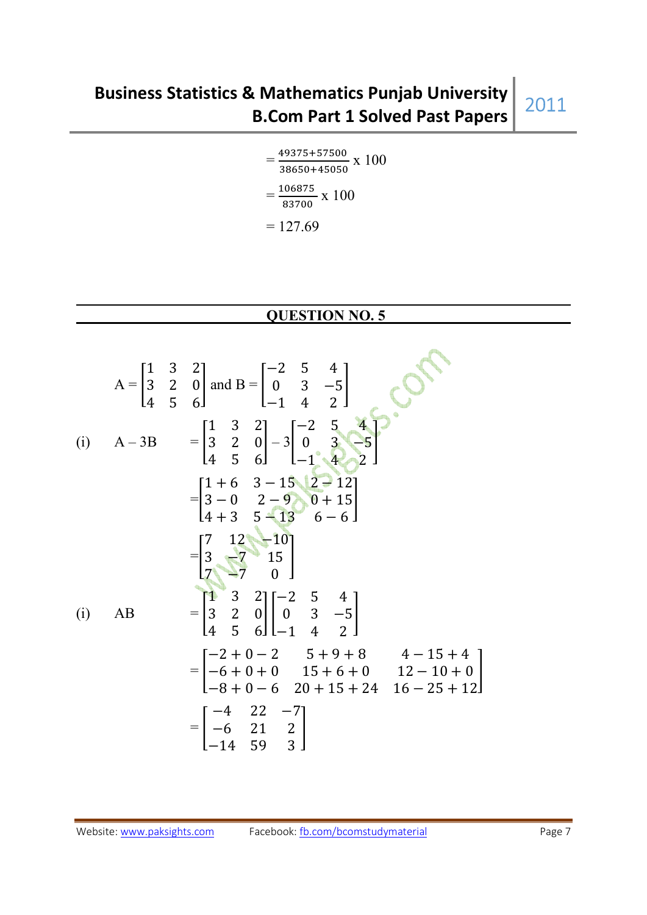$$= \frac{49375+57500}{38650+45050} \times 100$$

$$= \frac{106875}{83700} \times 100$$

$$= 127.69$$

## QUESTION NO. 5

$$A = \begin{bmatrix} 1 & 3 & 2 \\ 3 & 2 & 0 \\ 4 & 5 & 6 \end{bmatrix} \text{ and } B = \begin{bmatrix} -2 & 5 & 4 \\ 0 & 3 & -5 \\ -1 & 4 & 2 \end{bmatrix}$$

(i) $A - 3B$

$$= \begin{bmatrix} 1 & 3 & 2 \\ 3 & 2 & 0 \\ 4 & 5 & 6 \end{bmatrix} - 3\begin{bmatrix} -2 & 5 & 4 \\ 0 & 3 & -5 \\ -1 & 4 & 2 \end{bmatrix}$$

$$= \begin{bmatrix} 1+6 & 3-15 & 2-12 \\ 3-0 & 2-9 & 0+15 \\ 4+3 & 5-13 & 6-6 \end{bmatrix}$$

$$= \begin{bmatrix} 7 & 12 & -10 \\ 3 & -7 & 15 \\ 7 & -7 & 0 \end{bmatrix}$$

(i) $AB$

$$= \begin{bmatrix} 1 & 3 & 2 \\ 3 & 2 & 0 \\ 4 & 5 & 6 \end{bmatrix} \begin{bmatrix} -2 & 5 & 4 \\ 0 & 3 & -5 \\ -1 & 4 & 2 \end{bmatrix}$$

$$= \begin{bmatrix} -2+0-2 & 5+9+8 & 4-15+4 \\ -6+0+0 & 15+6+0 & 12-10+0 \\ -8+0-6 & 20+15+24 & 16-25+12 \end{bmatrix}$$

$$= \begin{bmatrix} -4 & 22 & -7 \\ -6 & 21 & 2 \\ -14 & 59 & 3 \end{bmatrix}$$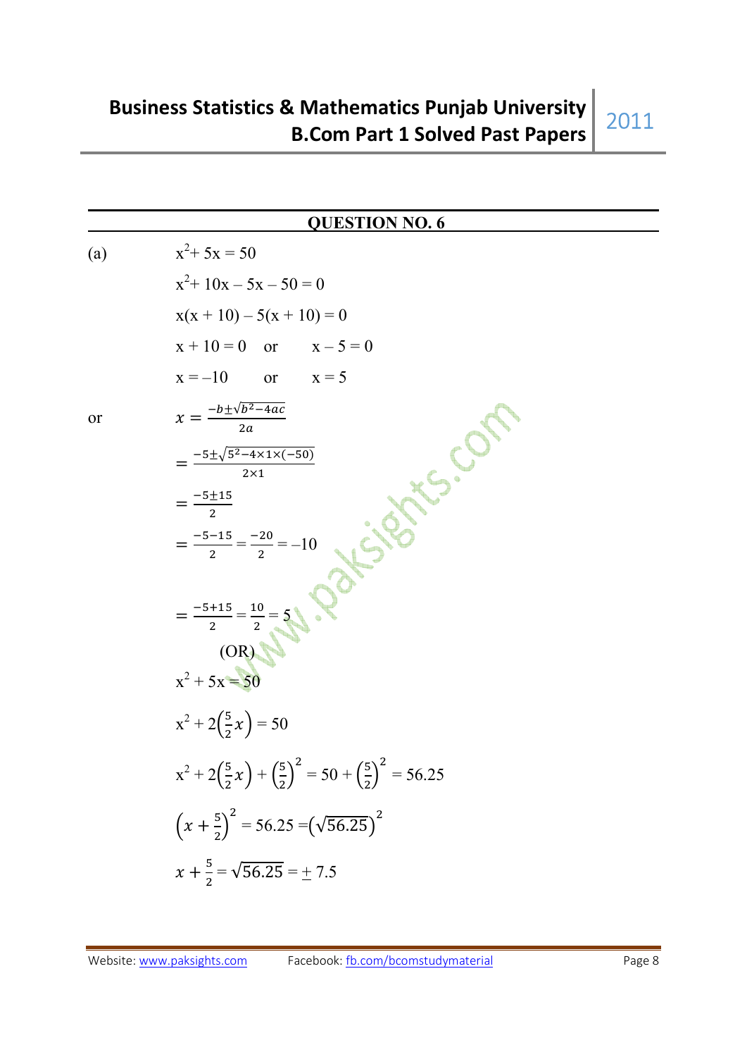## QUESTION NO. 6

(a) $x^2 + 5x = 50$

$x^2 + 10x - 5x - 50 = 0$

$x(x + 10) - 5(x + 10) = 0$

$x + 10 = 0$ or $x - 5 = 0$

$x = -10$ or $x = 5$

or $x = \frac{-b \pm \sqrt{b^2 - 4ac}}{2a}$

$= \frac{-5 \pm \sqrt{5^2 - 4 \times 1 \times (-50)}}{2 \times 1}$

$= \frac{-5 \pm 15}{2}$

$= \frac{-5 - 15}{2} = \frac{-20}{2} = -10$

$= \frac{-5 + 15}{2} = \frac{10}{2} = 5$

(OR)

$x^2 + 5x = 50$

$x^2 + 2\left(\frac{5}{2}x\right) = 50$

$x^2 + 2\left(\frac{5}{2}x\right) + \left(\frac{5}{2}\right)^2 = 50 + \left(\frac{5}{2}\right)^2 = 56.25$

$\left(x + \frac{5}{2}\right)^2 = 56.25 = \left(\sqrt{56.25}\right)^2$

$x + \frac{5}{2} = \sqrt{56.25} = \pm 7.5$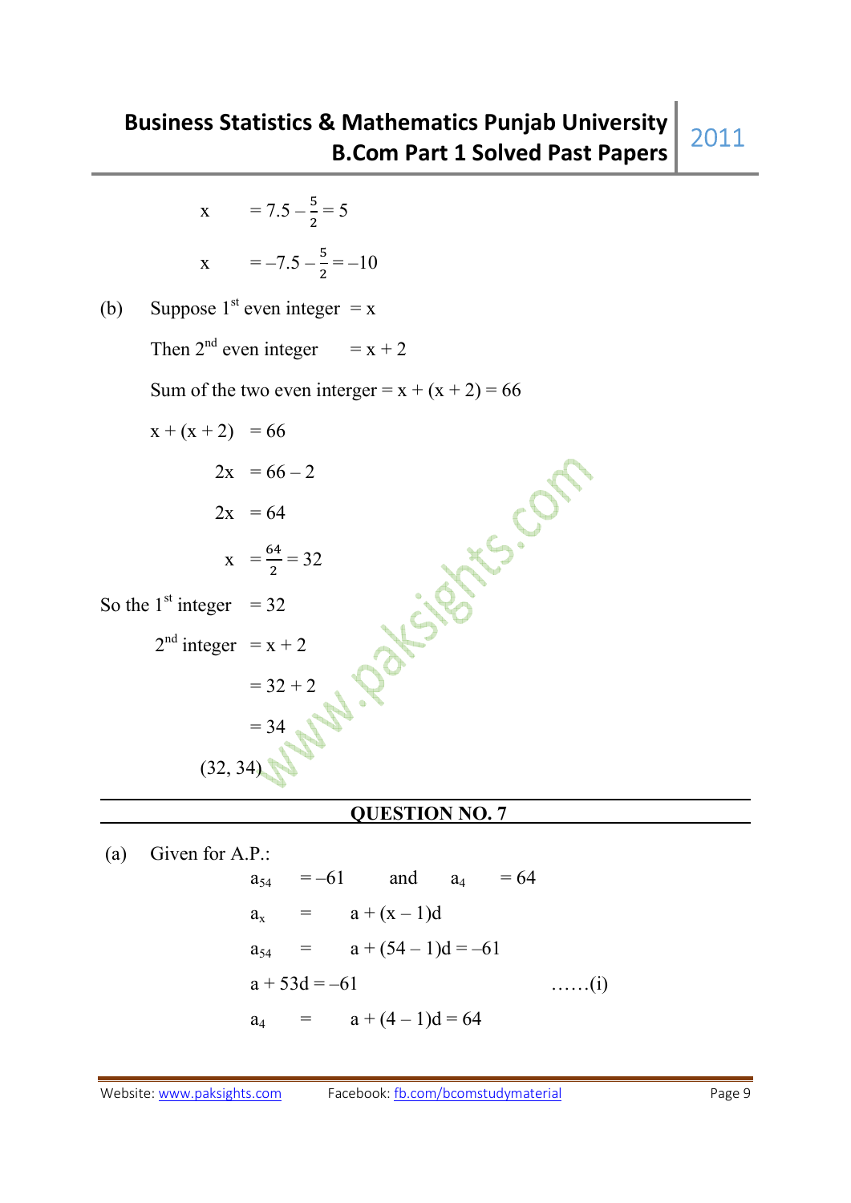$$x = 7.5 - \frac{5}{2} = 5$$

$$x = -7.5 - \frac{5}{2} = -10$$

(b) Suppose 1st even integer $= x$

Then 2nd even integer $= x + 2$

Sum of the two even interger $= x + (x + 2) = 66$

$$x + (x + 2) = 66$$

$$2x = 66 - 2$$

$$2x = 64$$

$$x = \frac{64}{2} = 32$$

So the 1st integer $= 32$

2nd integer $= x + 2$

$= 32 + 2$

$= 34$

$(32, 34)$

## QUESTION NO. 7

(a) Given for A.P.:

$a_{54} = -61$ and $a_4 = 64$

$a_x = a + (x - 1)d$

$a_{54} = a + (54 - 1)d = -61$

$a + 53d = -61$ ……(i)

$a_4 = a + (4 - 1)d = 64$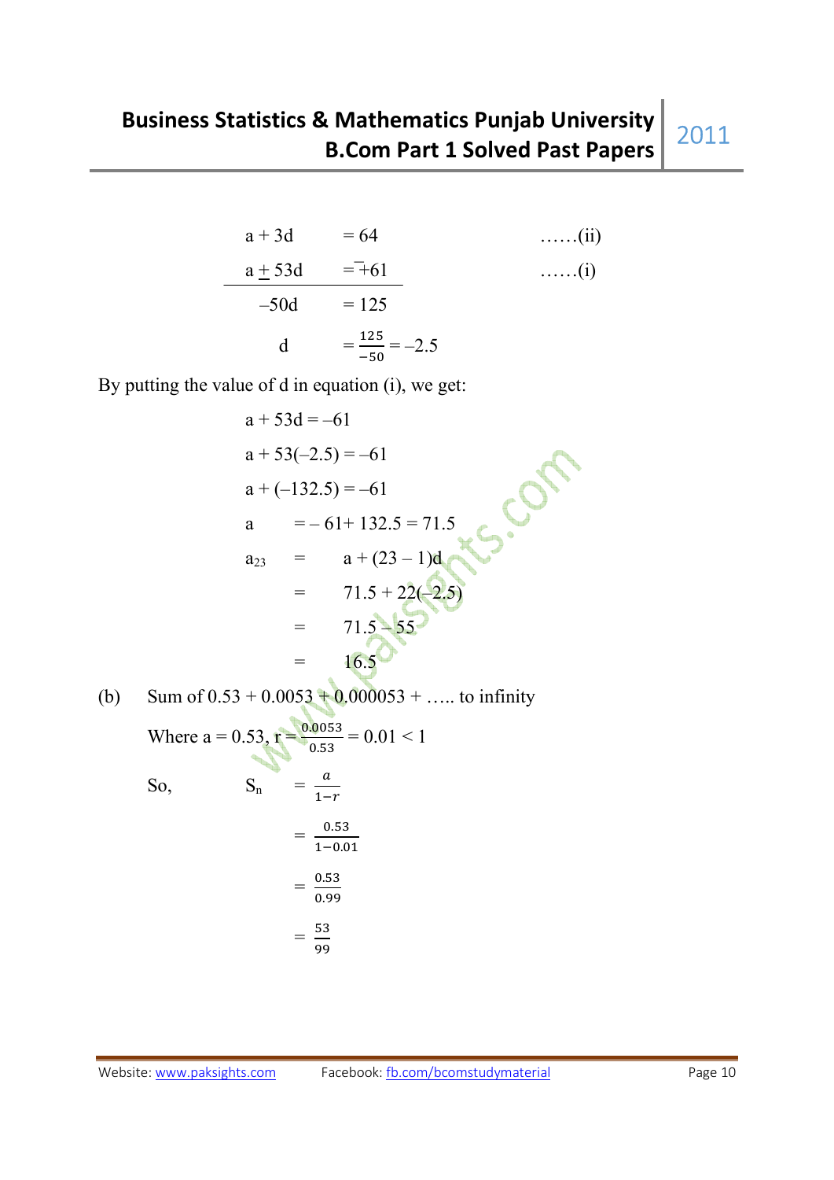$$a + 3d = 64 \quad \ldots\ldots\text{(ii)}$$

$$\underline{a \pm 53d = \mp 61} \quad \ldots\ldots\text{(i)}$$

$$-50d = 125$$

$$d = \frac{125}{-50} = -2.5$$

By putting the value of d in equation (i), we get:

$$a + 53d = -61$$

$$a + 53(-2.5) = -61$$

$$a + (-132.5) = -61$$

$$a = -61 + 132.5 = 71.5$$

$$a_{23} = a + (23 - 1)d$$

$$= 71.5 + 22(-2.5)$$

$$= 71.5 - 55$$

$$= 16.5$$

(b) Sum of 0.53 + 0.0053 + 0.000053 + ….. to infinity

Where $a = 0.53$, $r = \frac{0.0053}{0.53} = 0.01 < 1$

So,

$$S_n = \frac{a}{1-r}$$

$$= \frac{0.53}{1-0.01}$$

$$= \frac{0.53}{0.99}$$

$$= \frac{53}{99}$$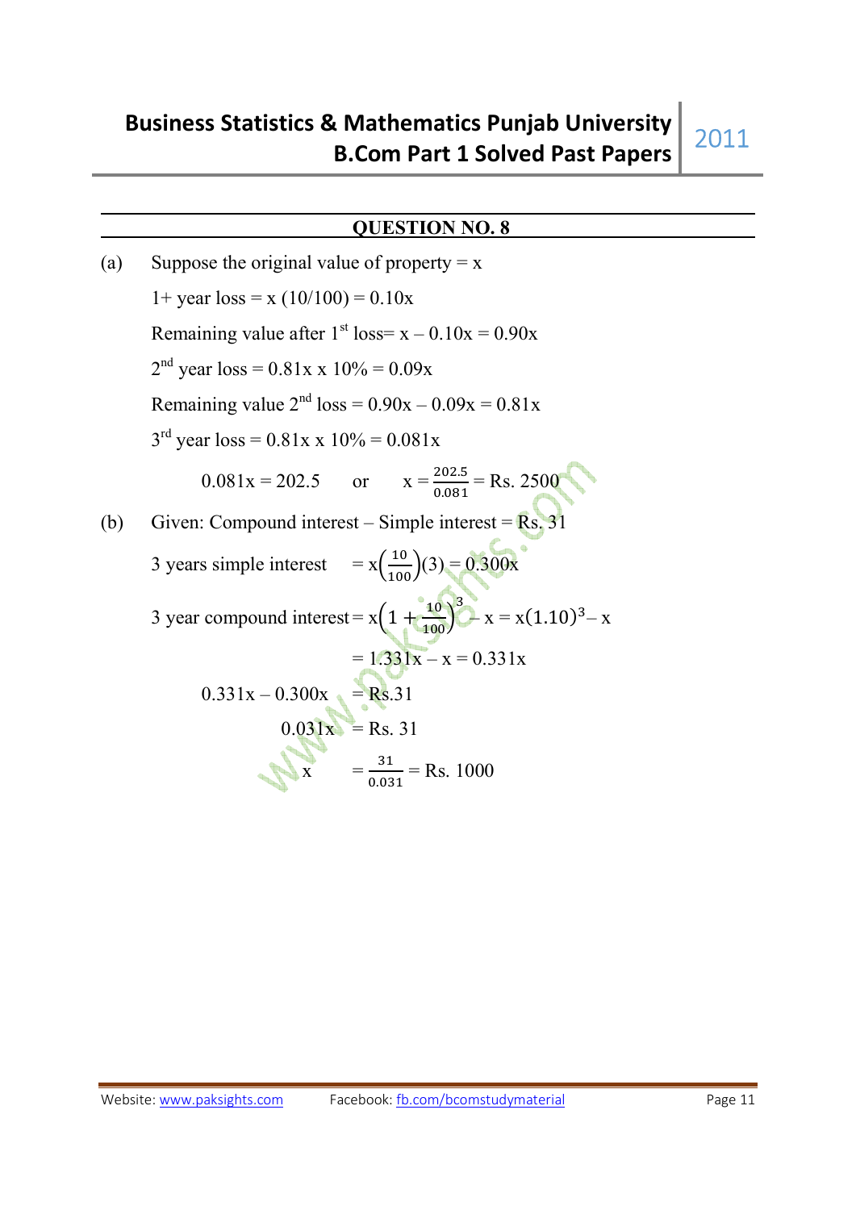## QUESTION NO. 8

(a) Suppose the original value of property = x

1+ year loss = x (10/100) = 0.10x

Remaining value after 1st loss= x – 0.10x = 0.90x

2nd year loss = 0.81x x 10% = 0.09x

Remaining value 2nd loss = 0.90x – 0.09x = 0.81x

3rd year loss = 0.81x x 10% = 0.081x

$$0.081x = 202.5 \quad \text{or} \quad x = \frac{202.5}{0.081} = \text{Rs. } 2500$$

(b) Given: Compound interest – Simple interest = Rs. 31

$$\text{3 years simple interest} = x\left(\frac{10}{100}\right)(3) = 0.300x$$

$$\text{3 year compound interest} = x\left(1 + \frac{10}{100}\right)^3 - x = x(1.10)^3 - x$$

$$= 1.331x - x = 0.331x$$

$$0.331x - 0.300x = \text{Rs.}31$$

$$0.031x = \text{Rs. } 31$$

$$x = \frac{31}{0.031} = \text{Rs. } 1000$$